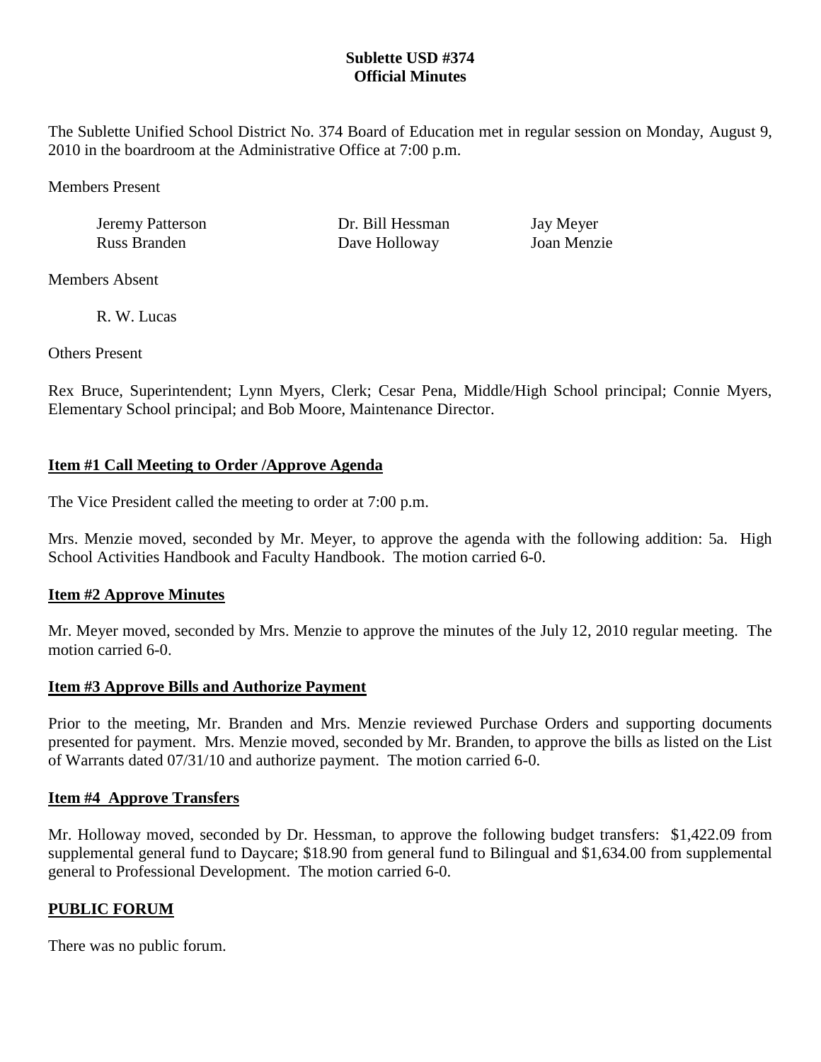**Sublette USD #374**
**Official Minutes**

The Sublette Unified School District No. 374 Board of Education met in regular session on Monday, August 9, 2010 in the boardroom at the Administrative Office at 7:00 p.m.

Members Present

| | | |
|---|---|---|
| Jeremy Patterson | Dr. Bill Hessman | Jay Meyer |
| Russ Branden | Dave Holloway | Joan Menzie |

Members Absent

R. W. Lucas

Others Present

Rex Bruce, Superintendent; Lynn Myers, Clerk; Cesar Pena, Middle/High School principal; Connie Myers, Elementary School principal; and Bob Moore, Maintenance Director.

## Item #1 Call Meeting to Order /Approve Agenda

The Vice President called the meeting to order at 7:00 p.m.

Mrs. Menzie moved, seconded by Mr. Meyer, to approve the agenda with the following addition: 5a. High School Activities Handbook and Faculty Handbook. The motion carried 6-0.

## Item #2 Approve Minutes

Mr. Meyer moved, seconded by Mrs. Menzie to approve the minutes of the July 12, 2010 regular meeting. The motion carried 6-0.

## Item #3 Approve Bills and Authorize Payment

Prior to the meeting, Mr. Branden and Mrs. Menzie reviewed Purchase Orders and supporting documents presented for payment. Mrs. Menzie moved, seconded by Mr. Branden, to approve the bills as listed on the List of Warrants dated 07/31/10 and authorize payment. The motion carried 6-0.

## Item #4 Approve Transfers

Mr. Holloway moved, seconded by Dr. Hessman, to approve the following budget transfers: $1,422.09 from supplemental general fund to Daycare; $18.90 from general fund to Bilingual and $1,634.00 from supplemental general to Professional Development. The motion carried 6-0.

## PUBLIC FORUM

There was no public forum.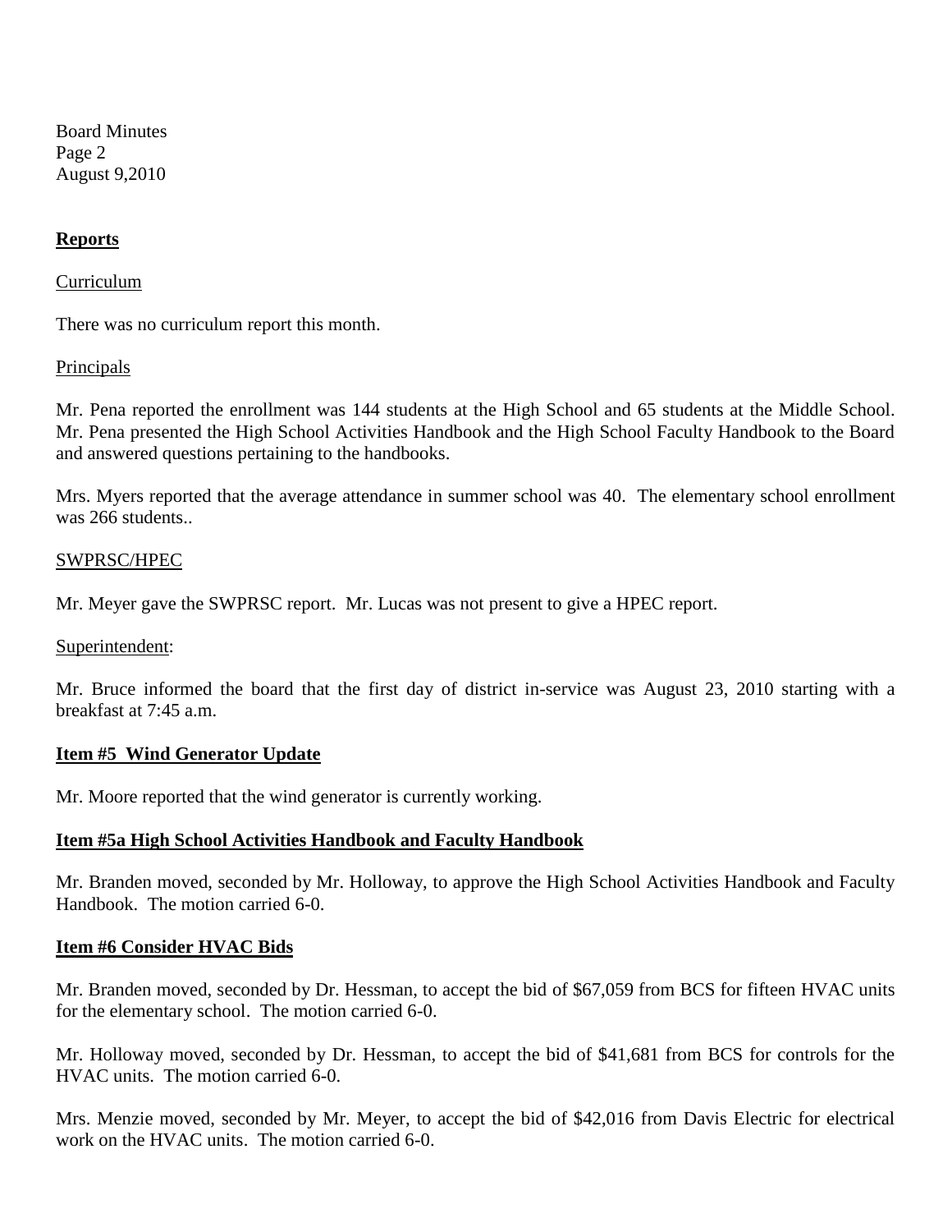## **Reports**

Curriculum

There was no curriculum report this month.

Principals

Mr. Pena reported the enrollment was 144 students at the High School and 65 students at the Middle School. Mr. Pena presented the High School Activities Handbook and the High School Faculty Handbook to the Board and answered questions pertaining to the handbooks.

Mrs. Myers reported that the average attendance in summer school was 40. The elementary school enrollment was 266 students..

SWPRSC/HPEC

Mr. Meyer gave the SWPRSC report. Mr. Lucas was not present to give a HPEC report.

Superintendent:

Mr. Bruce informed the board that the first day of district in-service was August 23, 2010 starting with a breakfast at 7:45 a.m.

### **Item #5 Wind Generator Update**

Mr. Moore reported that the wind generator is currently working.

### **Item #5a High School Activities Handbook and Faculty Handbook**

Mr. Branden moved, seconded by Mr. Holloway, to approve the High School Activities Handbook and Faculty Handbook. The motion carried 6-0.

### **Item #6 Consider HVAC Bids**

Mr. Branden moved, seconded by Dr. Hessman, to accept the bid of $67,059 from BCS for fifteen HVAC units for the elementary school. The motion carried 6-0.

Mr. Holloway moved, seconded by Dr. Hessman, to accept the bid of $41,681 from BCS for controls for the HVAC units. The motion carried 6-0.

Mrs. Menzie moved, seconded by Mr. Meyer, to accept the bid of $42,016 from Davis Electric for electrical work on the HVAC units. The motion carried 6-0.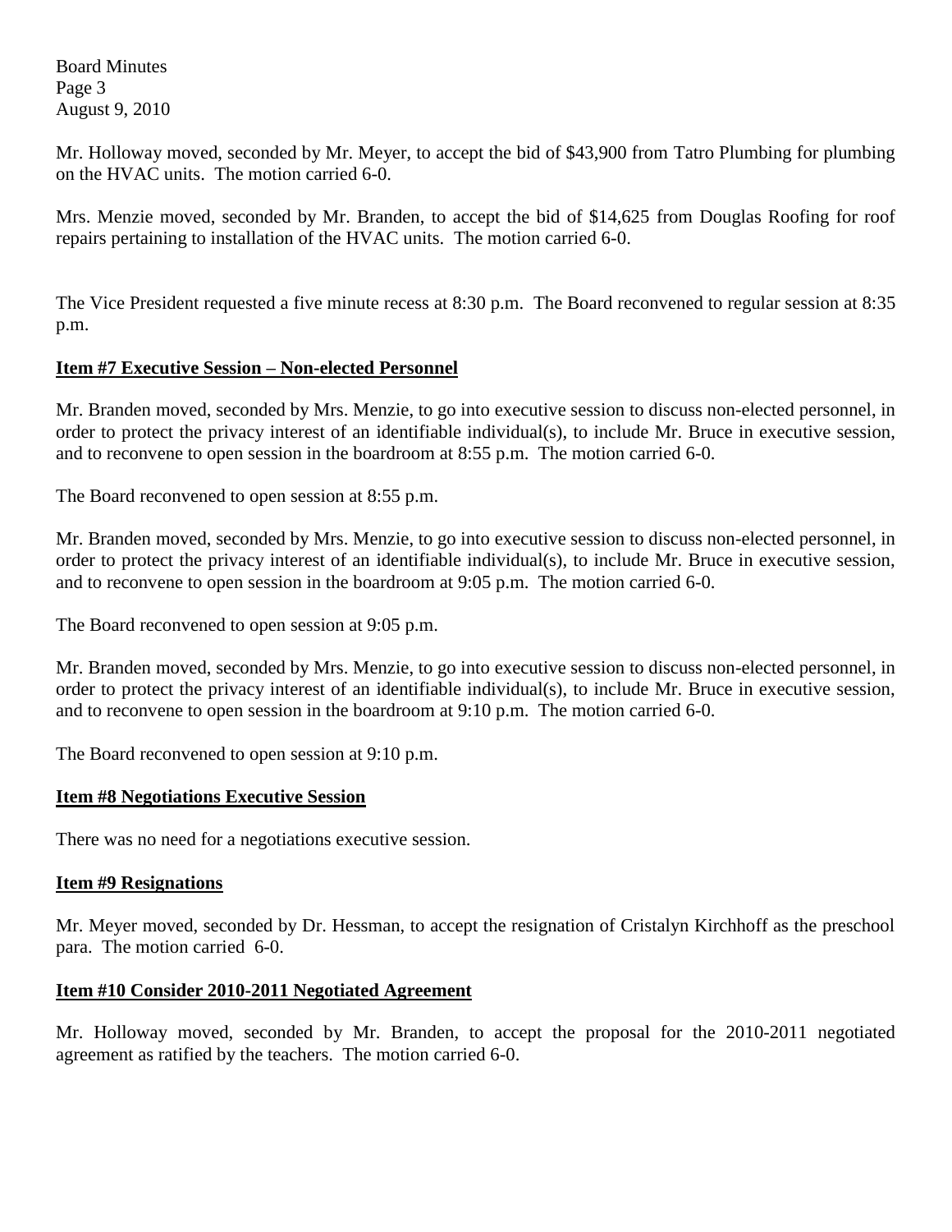Mr. Holloway moved, seconded by Mr. Meyer, to accept the bid of $43,900 from Tatro Plumbing for plumbing on the HVAC units. The motion carried 6-0.

Mrs. Menzie moved, seconded by Mr. Branden, to accept the bid of $14,625 from Douglas Roofing for roof repairs pertaining to installation of the HVAC units. The motion carried 6-0.

The Vice President requested a five minute recess at 8:30 p.m. The Board reconvened to regular session at 8:35 p.m.

**Item #7 Executive Session – Non-elected Personnel**

Mr. Branden moved, seconded by Mrs. Menzie, to go into executive session to discuss non-elected personnel, in order to protect the privacy interest of an identifiable individual(s), to include Mr. Bruce in executive session, and to reconvene to open session in the boardroom at 8:55 p.m. The motion carried 6-0.

The Board reconvened to open session at 8:55 p.m.

Mr. Branden moved, seconded by Mrs. Menzie, to go into executive session to discuss non-elected personnel, in order to protect the privacy interest of an identifiable individual(s), to include Mr. Bruce in executive session, and to reconvene to open session in the boardroom at 9:05 p.m. The motion carried 6-0.

The Board reconvened to open session at 9:05 p.m.

Mr. Branden moved, seconded by Mrs. Menzie, to go into executive session to discuss non-elected personnel, in order to protect the privacy interest of an identifiable individual(s), to include Mr. Bruce in executive session, and to reconvene to open session in the boardroom at 9:10 p.m. The motion carried 6-0.

The Board reconvened to open session at 9:10 p.m.

**Item #8 Negotiations Executive Session**

There was no need for a negotiations executive session.

**Item #9 Resignations**

Mr. Meyer moved, seconded by Dr. Hessman, to accept the resignation of Cristalyn Kirchhoff as the preschool para. The motion carried 6-0.

**Item #10 Consider 2010-2011 Negotiated Agreement**

Mr. Holloway moved, seconded by Mr. Branden, to accept the proposal for the 2010-2011 negotiated agreement as ratified by the teachers. The motion carried 6-0.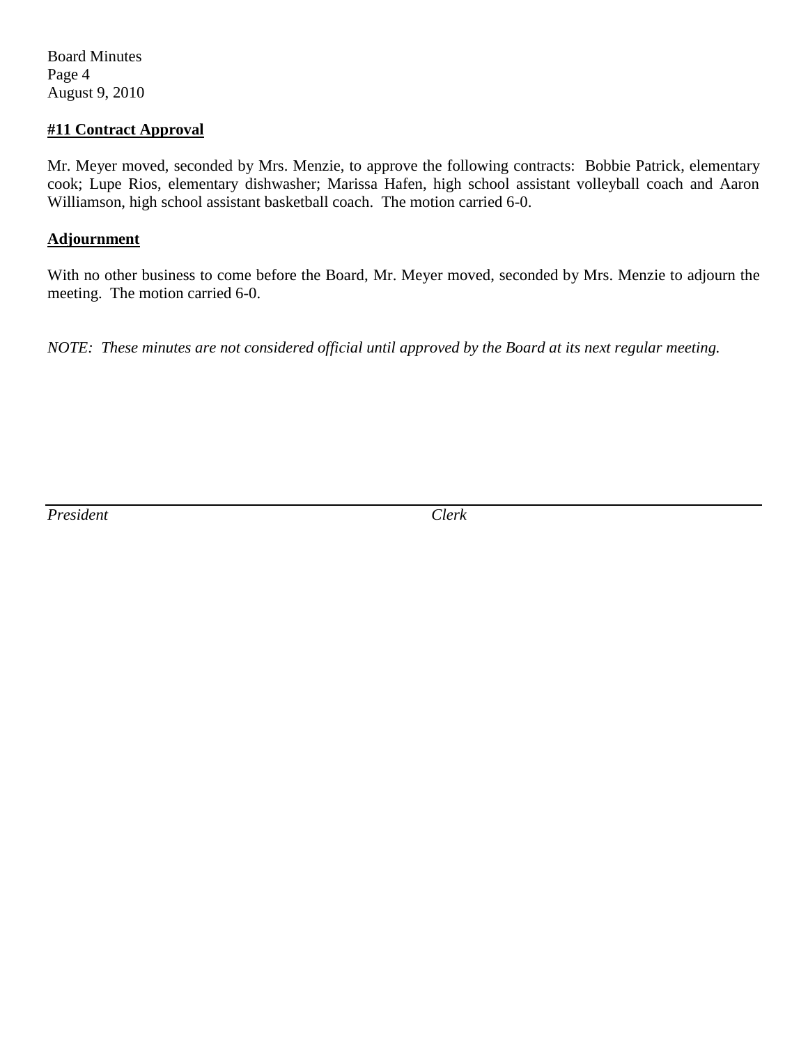**#11 Contract Approval**

Mr. Meyer moved, seconded by Mrs. Menzie, to approve the following contracts: Bobbie Patrick, elementary cook; Lupe Rios, elementary dishwasher; Marissa Hafen, high school assistant volleyball coach and Aaron Williamson, high school assistant basketball coach. The motion carried 6-0.

**Adjournment**

With no other business to come before the Board, Mr. Meyer moved, seconded by Mrs. Menzie to adjourn the meeting. The motion carried 6-0.

*NOTE: These minutes are not considered official until approved by the Board at its next regular meeting.*

*President* *Clerk*